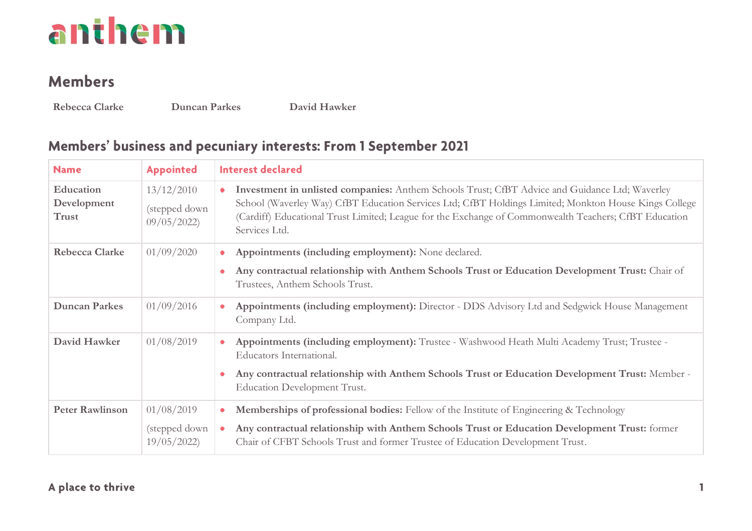anthem

## Members

**Rebecca Clarke** **Duncan Parkes** **David Hawker**

## Members' business and pecuniary interests: From 1 September 2021

| Name | Appointed | Interest declared |
| --- | --- | --- |
| **Education Development Trust** | 13/12/2010 (stepped down 09/05/2022) | • **Investment in unlisted companies:** Anthem Schools Trust; CfBT Advice and Guidance Ltd; Waverley School (Waverley Way) CfBT Education Services Ltd; CfBT Holdings Limited; Monkton House Kings College (Cardiff) Educational Trust Limited; League for the Exchange of Commonwealth Teachers; CfBT Education Services Ltd. |
| **Rebecca Clarke** | 01/09/2020 | • **Appointments (including employment):** None declared. • **Any contractual relationship with Anthem Schools Trust or Education Development Trust:** Chair of Trustees, Anthem Schools Trust. |
| **Duncan Parkes** | 01/09/2016 | • **Appointments (including employment):** Director - DDS Advisory Ltd and Sedgwick House Management Company Ltd. |
| **David Hawker** | 01/08/2019 | • **Appointments (including employment):** Trustee - Washwood Heath Multi Academy Trust; Trustee - Educators International. • **Any contractual relationship with Anthem Schools Trust or Education Development Trust:** Member - Education Development Trust. |
| **Peter Rawlinson** | 01/08/2019 (stepped down 19/05/2022) | • **Memberships of professional bodies:** Fellow of the Institute of Engineering & Technology • **Any contractual relationship with Anthem Schools Trust or Education Development Trust:** former Chair of CFBT Schools Trust and former Trustee of Education Development Trust. |

**A place to thrive**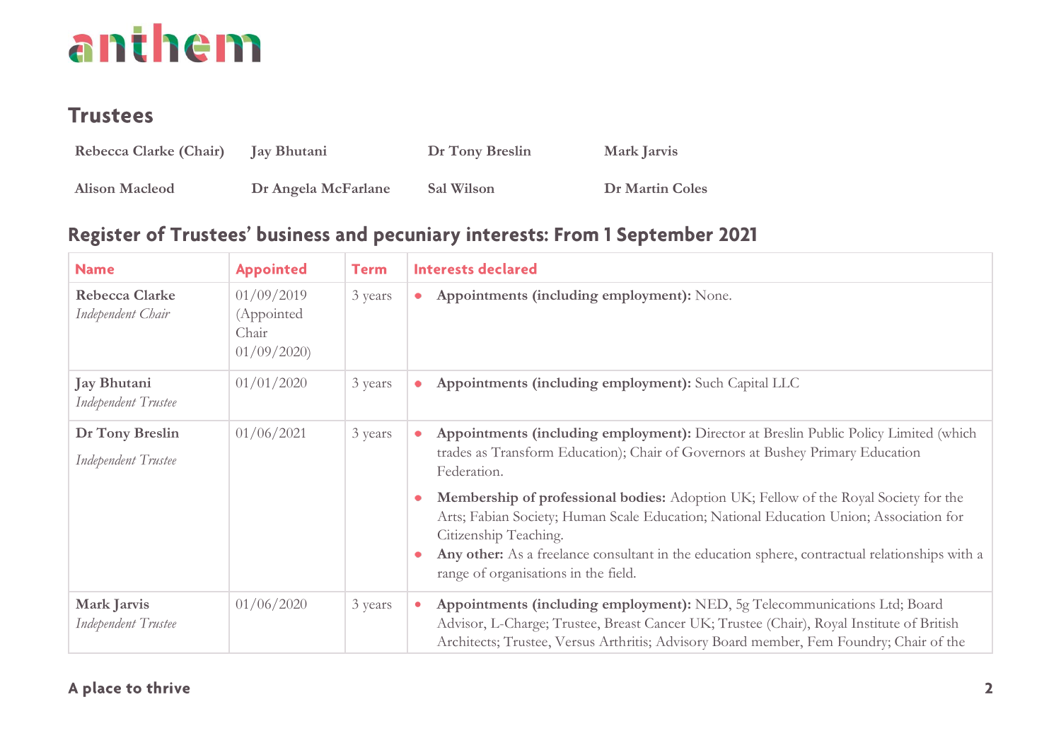## Trustees

| | | | |
|---|---|---|---|
| **Rebecca Clarke (Chair)** | **Jay Bhutani** | **Dr Tony Breslin** | **Mark Jarvis** |
| **Alison Macleod** | **Dr Angela McFarlane** | **Sal Wilson** | **Dr Martin Coles** |

## Register of Trustees' business and pecuniary interests: From 1 September 2021

| Name | Appointed | Term | Interests declared |
|---|---|---|---|
| **Rebecca Clarke** *Independent Chair* | 01/09/2019 (Appointed Chair 01/09/2020) | 3 years | • **Appointments (including employment):** None. |
| **Jay Bhutani** *Independent Trustee* | 01/01/2020 | 3 years | • **Appointments (including employment):** Such Capital LLC |
| **Dr Tony Breslin** *Independent Trustee* | 01/06/2021 | 3 years | • **Appointments (including employment):** Director at Breslin Public Policy Limited (which trades as Transform Education); Chair of Governors at Bushey Primary Education Federation. • **Membership of professional bodies:** Adoption UK; Fellow of the Royal Society for the Arts; Fabian Society; Human Scale Education; National Education Union; Association for Citizenship Teaching. • **Any other:** As a freelance consultant in the education sphere, contractual relationships with a range of organisations in the field. |
| **Mark Jarvis** *Independent Trustee* | 01/06/2020 | 3 years | • **Appointments (including employment):** NED, 5g Telecommunications Ltd; Board Advisor, L-Charge; Trustee, Breast Cancer UK; Trustee (Chair), Royal Institute of British Architects; Trustee, Versus Arthritis; Advisory Board member, Fem Foundry; Chair of the |

**A place to thrive**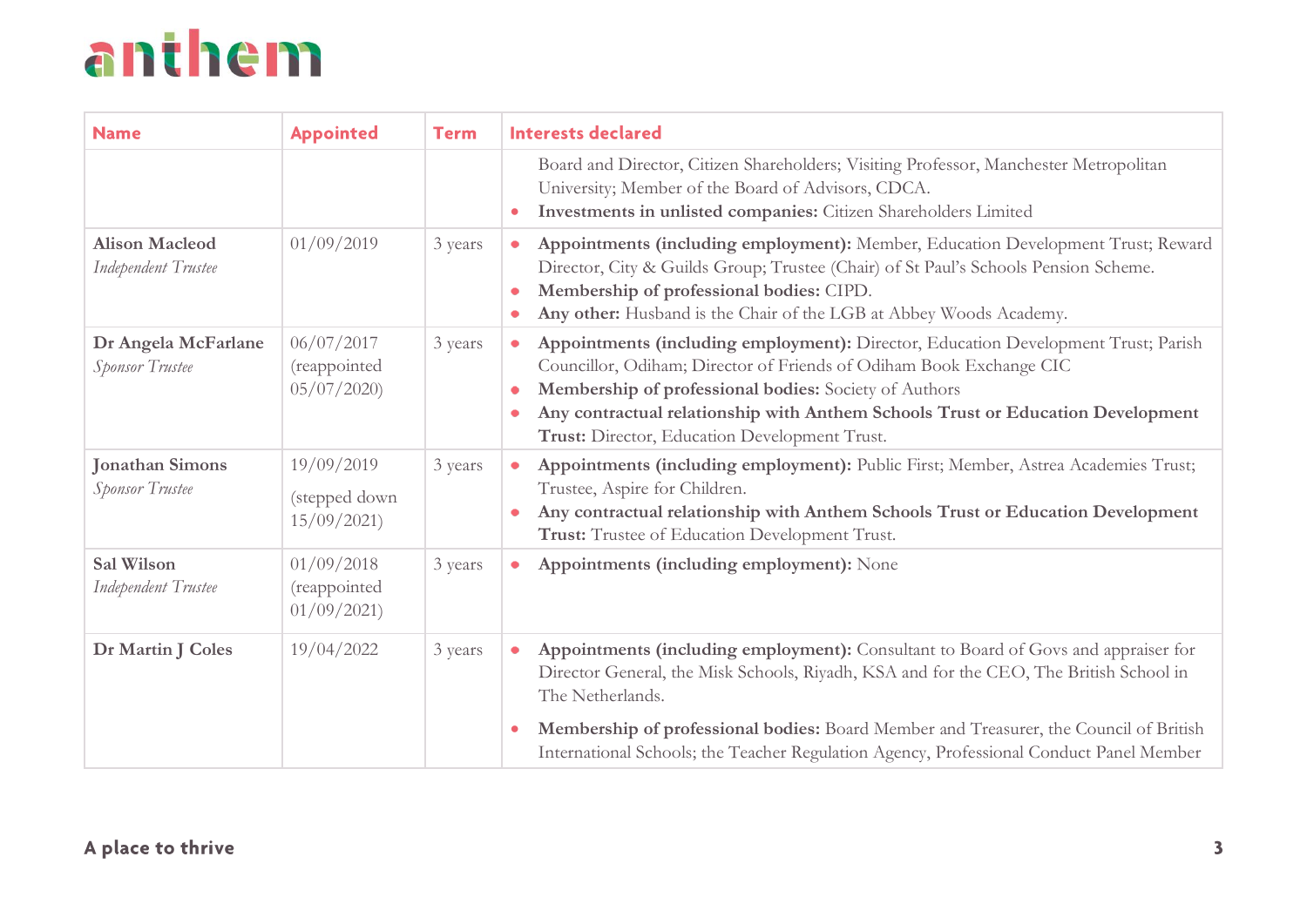| Name | Appointed | Term | Interests declared |
|---|---|---|---|
| | | | Board and Director, Citizen Shareholders; Visiting Professor, Manchester Metropolitan University; Member of the Board of Advisors, CDCA.<br>• **Investments in unlisted companies:** Citizen Shareholders Limited |
| **Alison Macleod**<br>*Independent Trustee* | 01/09/2019 | 3 years | • **Appointments (including employment):** Member, Education Development Trust; Reward Director, City & Guilds Group; Trustee (Chair) of St Paul's Schools Pension Scheme.<br>• **Membership of professional bodies:** CIPD.<br>• **Any other:** Husband is the Chair of the LGB at Abbey Woods Academy. |
| **Dr Angela McFarlane**<br>*Sponsor Trustee* | 06/07/2017 (reappointed 05/07/2020) | 3 years | • **Appointments (including employment):** Director, Education Development Trust; Parish Councillor, Odiham; Director of Friends of Odiham Book Exchange CIC<br>• **Membership of professional bodies:** Society of Authors<br>• **Any contractual relationship with Anthem Schools Trust or Education Development Trust:** Director, Education Development Trust. |
| **Jonathan Simons**<br>*Sponsor Trustee* | 19/09/2019<br>(stepped down 15/09/2021) | 3 years | • **Appointments (including employment):** Public First; Member, Astrea Academies Trust; Trustee, Aspire for Children.<br>• **Any contractual relationship with Anthem Schools Trust or Education Development Trust:** Trustee of Education Development Trust. |
| **Sal Wilson**<br>*Independent Trustee* | 01/09/2018 (reappointed 01/09/2021) | 3 years | • **Appointments (including employment):** None |
| **Dr Martin J Coles** | 19/04/2022 | 3 years | • **Appointments (including employment):** Consultant to Board of Govs and appraiser for Director General, the Misk Schools, Riyadh, KSA and for the CEO, The British School in The Netherlands.<br>• **Membership of professional bodies:** Board Member and Treasurer, the Council of British International Schools; the Teacher Regulation Agency, Professional Conduct Panel Member |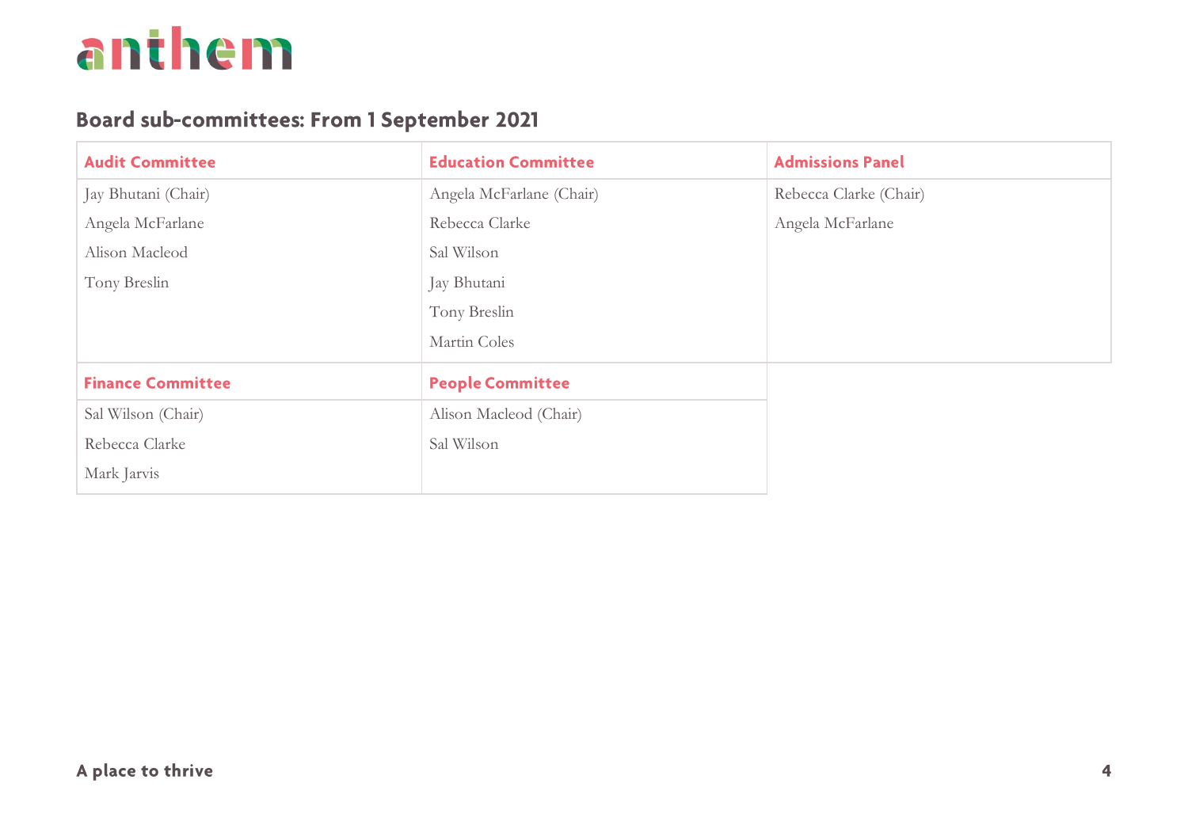anthem

## Board sub-committees: From 1 September 2021

| Audit Committee | Education Committee | Admissions Panel |
| --- | --- | --- |
| Jay Bhutani (Chair) | Angela McFarlane (Chair) | Rebecca Clarke (Chair) |
| Angela McFarlane | Rebecca Clarke | Angela McFarlane |
| Alison Macleod | Sal Wilson | |
| Tony Breslin | Jay Bhutani | |
| | Tony Breslin | |
| | Martin Coles | |

| Finance Committee | People Committee |
| --- | --- |
| Sal Wilson (Chair) | Alison Macleod (Chair) |
| Rebecca Clarke | Sal Wilson |
| Mark Jarvis | |

**A place to thrive**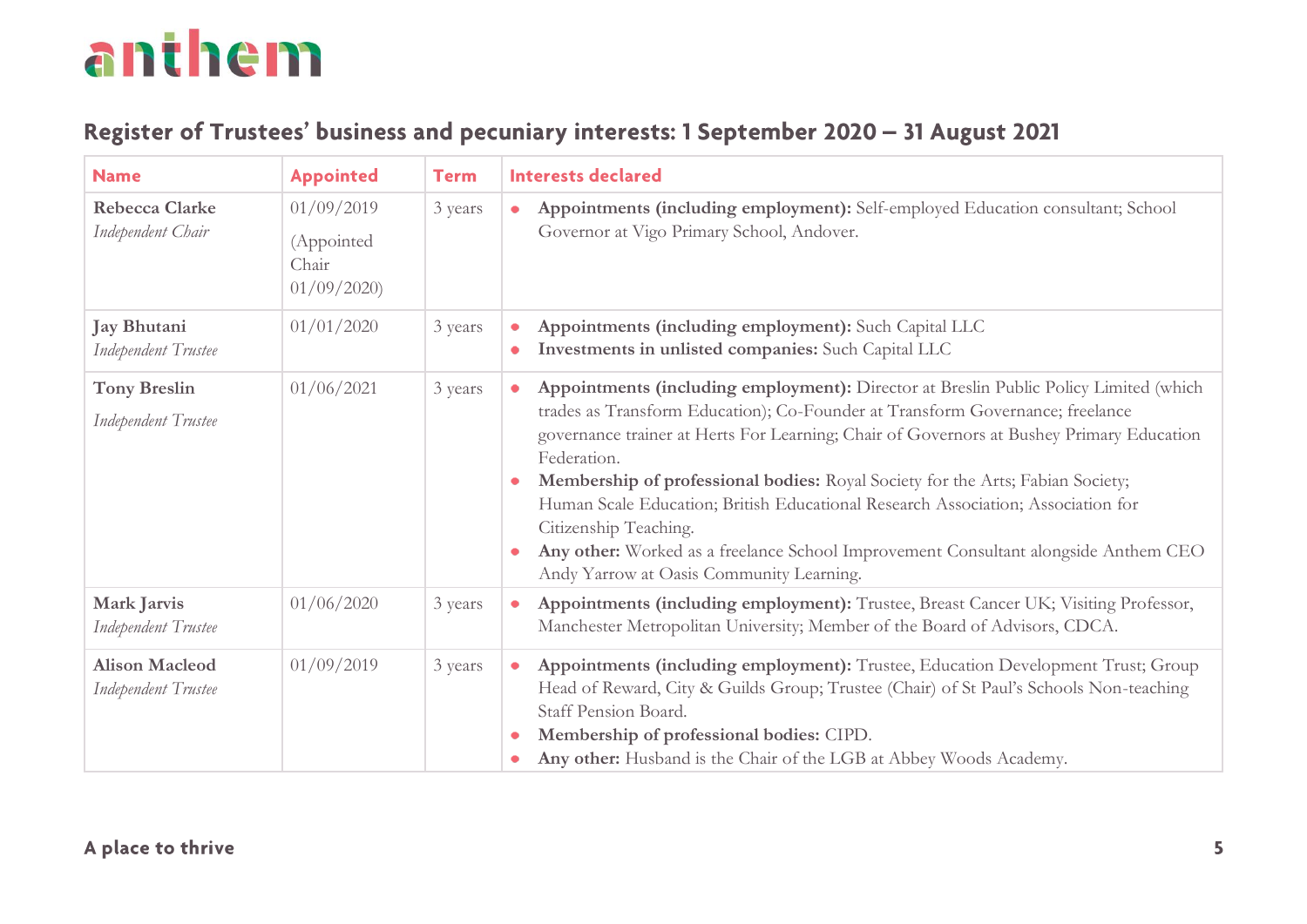## Register of Trustees' business and pecuniary interests: 1 September 2020 – 31 August 2021

| Name | Appointed | Term | Interests declared |
|---|---|---|---|
| **Rebecca Clarke**<br>*Independent Chair* | 01/09/2019<br>(Appointed Chair 01/09/2020) | 3 years | • **Appointments (including employment):** Self-employed Education consultant; School Governor at Vigo Primary School, Andover. |
| **Jay Bhutani**<br>*Independent Trustee* | 01/01/2020 | 3 years | • **Appointments (including employment):** Such Capital LLC<br>• **Investments in unlisted companies:** Such Capital LLC |
| **Tony Breslin**<br>*Independent Trustee* | 01/06/2021 | 3 years | • **Appointments (including employment):** Director at Breslin Public Policy Limited (which trades as Transform Education); Co-Founder at Transform Governance; freelance governance trainer at Herts For Learning; Chair of Governors at Bushey Primary Education Federation.<br>• **Membership of professional bodies:** Royal Society for the Arts; Fabian Society; Human Scale Education; British Educational Research Association; Association for Citizenship Teaching.<br>• **Any other:** Worked as a freelance School Improvement Consultant alongside Anthem CEO Andy Yarrow at Oasis Community Learning. |
| **Mark Jarvis**<br>*Independent Trustee* | 01/06/2020 | 3 years | • **Appointments (including employment):** Trustee, Breast Cancer UK; Visiting Professor, Manchester Metropolitan University; Member of the Board of Advisors, CDCA. |
| **Alison Macleod**<br>*Independent Trustee* | 01/09/2019 | 3 years | • **Appointments (including employment):** Trustee, Education Development Trust; Group Head of Reward, City & Guilds Group; Trustee (Chair) of St Paul's Schools Non-teaching Staff Pension Board.<br>• **Membership of professional bodies:** CIPD.<br>• **Any other:** Husband is the Chair of the LGB at Abbey Woods Academy. |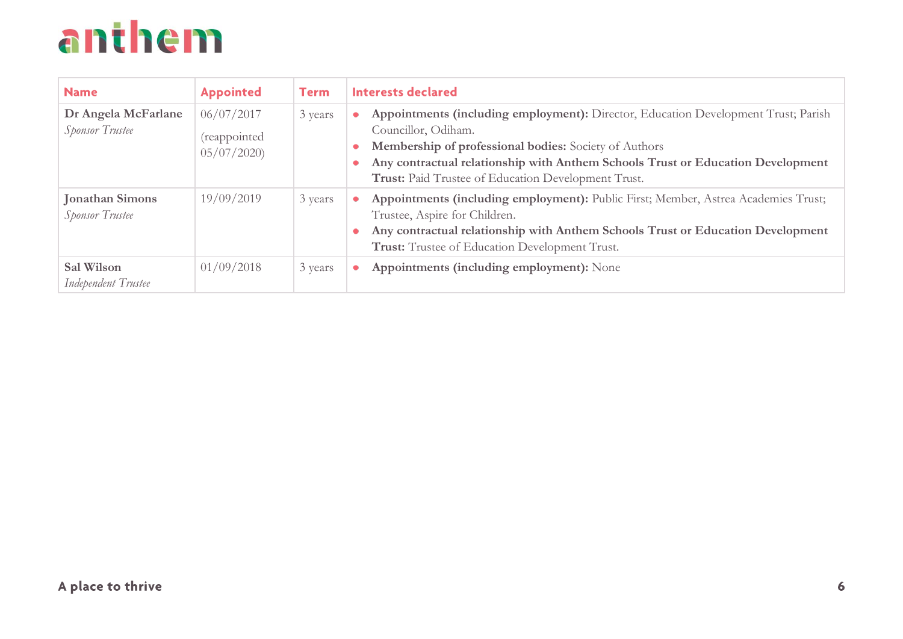| Name | Appointed | Term | Interests declared |
|---|---|---|---|
| **Dr Angela McFarlane**<br>*Sponsor Trustee* | 06/07/2017<br>(reappointed 05/07/2020) | 3 years | • **Appointments (including employment):** Director, Education Development Trust; Parish Councillor, Odiham.<br>• **Membership of professional bodies:** Society of Authors<br>• **Any contractual relationship with Anthem Schools Trust or Education Development Trust:** Paid Trustee of Education Development Trust. |
| **Jonathan Simons**<br>*Sponsor Trustee* | 19/09/2019 | 3 years | • **Appointments (including employment):** Public First; Member, Astrea Academies Trust; Trustee, Aspire for Children.<br>• **Any contractual relationship with Anthem Schools Trust or Education Development Trust:** Trustee of Education Development Trust. |
| **Sal Wilson**<br>*Independent Trustee* | 01/09/2018 | 3 years | • **Appointments (including employment):** None |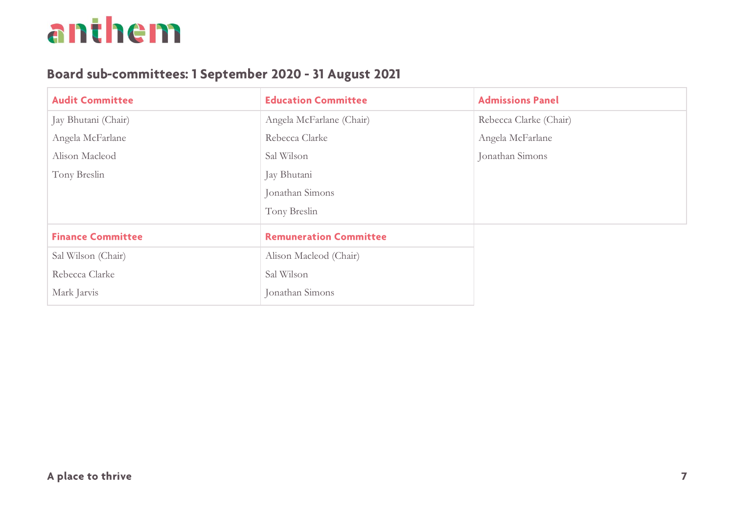anthem

## Board sub-committees: 1 September 2020 - 31 August 2021

| Audit Committee | Education Committee | Admissions Panel |
|---|---|---|
| Jay Bhutani (Chair) | Angela McFarlane (Chair) | Rebecca Clarke (Chair) |
| Angela McFarlane | Rebecca Clarke | Angela McFarlane |
| Alison Macleod | Sal Wilson | Jonathan Simons |
| Tony Breslin | Jay Bhutani | |
| | Jonathan Simons | |
| | Tony Breslin | |

| Finance Committee | Remuneration Committee |
|---|---|
| Sal Wilson (Chair) | Alison Macleod (Chair) |
| Rebecca Clarke | Sal Wilson |
| Mark Jarvis | Jonathan Simons |

**A place to thrive**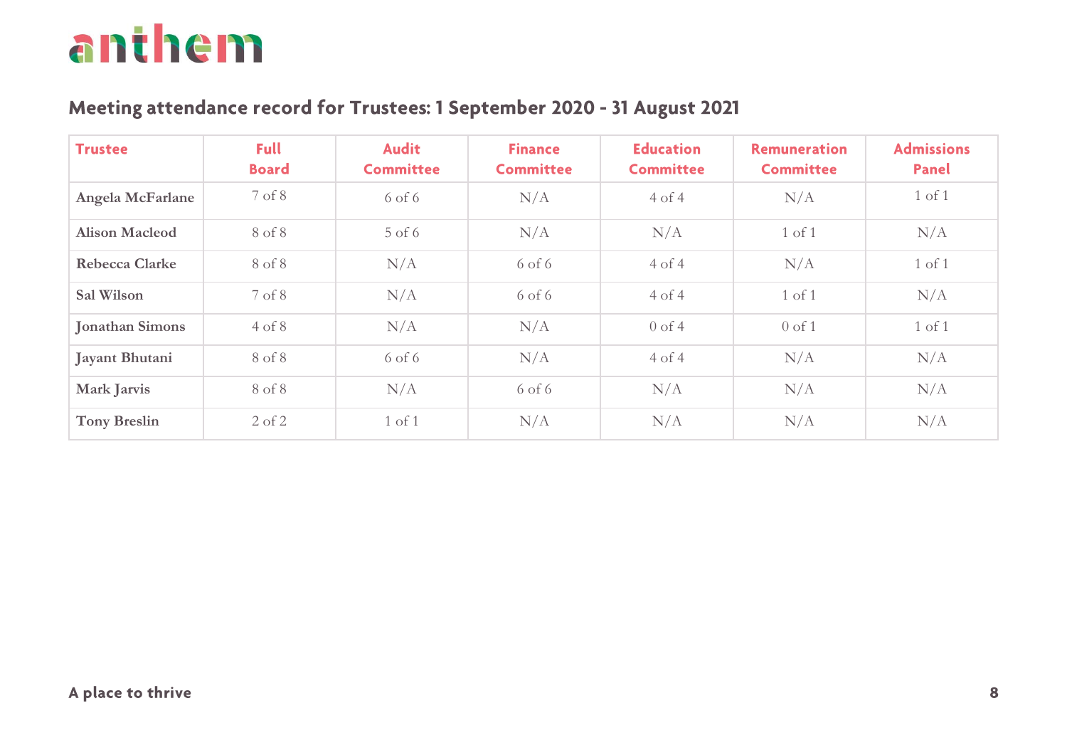## Meeting attendance record for Trustees: 1 September 2020 - 31 August 2021

| Trustee | Full Board | Audit Committee | Finance Committee | Education Committee | Remuneration Committee | Admissions Panel |
| --- | --- | --- | --- | --- | --- | --- |
| **Angela McFarlane** | 7 of 8 | 6 of 6 | N/A | 4 of 4 | N/A | 1 of 1 |
| **Alison Macleod** | 8 of 8 | 5 of 6 | N/A | N/A | 1 of 1 | N/A |
| **Rebecca Clarke** | 8 of 8 | N/A | 6 of 6 | 4 of 4 | N/A | 1 of 1 |
| **Sal Wilson** | 7 of 8 | N/A | 6 of 6 | 4 of 4 | 1 of 1 | N/A |
| **Jonathan Simons** | 4 of 8 | N/A | N/A | 0 of 4 | 0 of 1 | 1 of 1 |
| **Jayant Bhutani** | 8 of 8 | 6 of 6 | N/A | 4 of 4 | N/A | N/A |
| **Mark Jarvis** | 8 of 8 | N/A | 6 of 6 | N/A | N/A | N/A |
| **Tony Breslin** | 2 of 2 | 1 of 1 | N/A | N/A | N/A | N/A |

**A place to thrive**